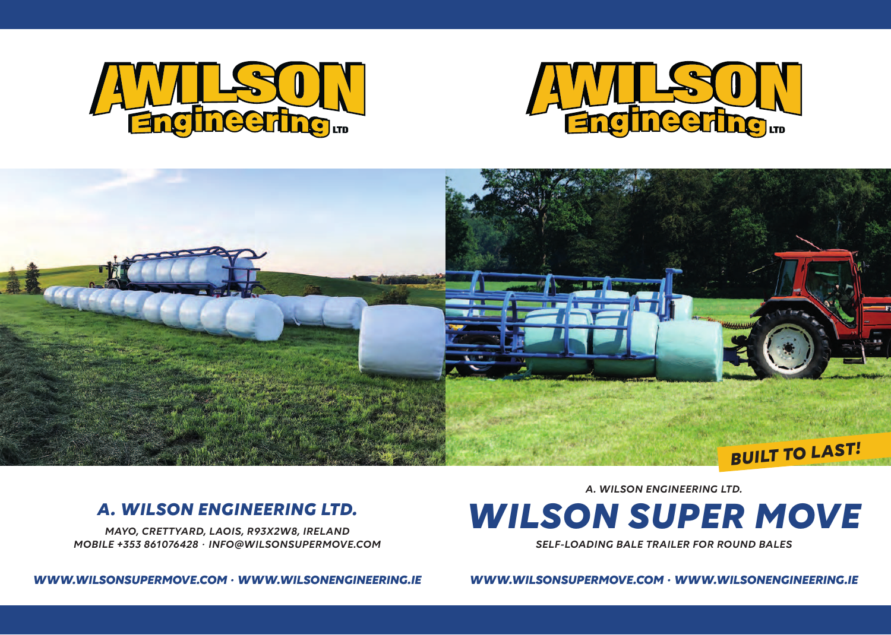A WILSON Engineering LTD

A WILSON Engineering LTD

BUILT TO LAST!

## A. WILSON ENGINEERING LTD.

MAYO, CRETTYARD, LAOIS, R93X2W8, IRELAND
MOBILE +353 861076428 · INFO@WILSONSUPERMOVE.COM

WWW.WILSONSUPERMOVE.COM · WWW.WILSONENGINEERING.IE

A. WILSON ENGINEERING LTD.

# WILSON SUPER MOVE

SELF-LOADING BALE TRAILER FOR ROUND BALES

WWW.WILSONSUPERMOVE.COM · WWW.WILSONENGINEERING.IE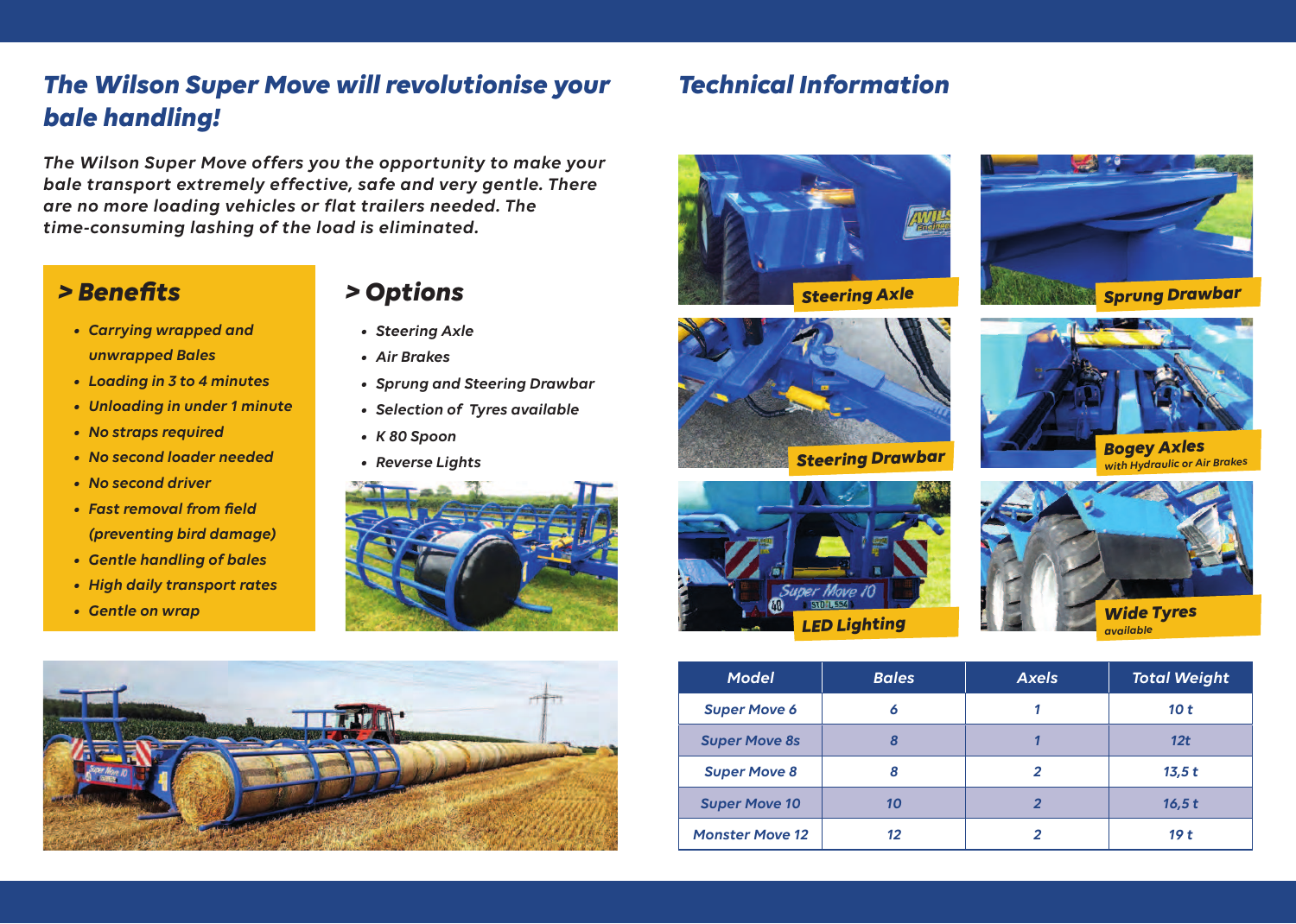## *The Wilson Super Move will revolutionise your bale handling!*

*The Wilson Super Move offers you the opportunity to make your bale transport extremely effective, safe and very gentle. There are no more loading vehicles or flat trailers needed. The time-consuming lashing of the load is eliminated.*

### > Benefits

- *Carrying wrapped and unwrapped Bales*
- *Loading in 3 to 4 minutes*
- *Unloading in under 1 minute*
- *No straps required*
- *No second loader needed*
- *No second driver*
- *Fast removal from field (preventing bird damage)*
- *Gentle handling of bales*
- *High daily transport rates*
- *Gentle on wrap*

### > Options

- *Steering Axle*
- *Air Brakes*
- *Sprung and Steering Drawbar*
- *Selection of Tyres available*
- *K 80 Spoon*
- *Reverse Lights*

## *Technical Information*

Steering Axle

Sprung Drawbar

Steering Drawbar

Bogey Axles
with Hydraulic or Air Brakes

LED Lighting

Wide Tyres
available

| Model | Bales | Axels | Total Weight |
|---|---|---|---|
| Super Move 6 | 6 | 1 | 10 t |
| Super Move 8s | 8 | 1 | 12t |
| Super Move 8 | 8 | 2 | 13,5 t |
| Super Move 10 | 10 | 2 | 16,5 t |
| Monster Move 12 | 12 | 2 | 19 t |